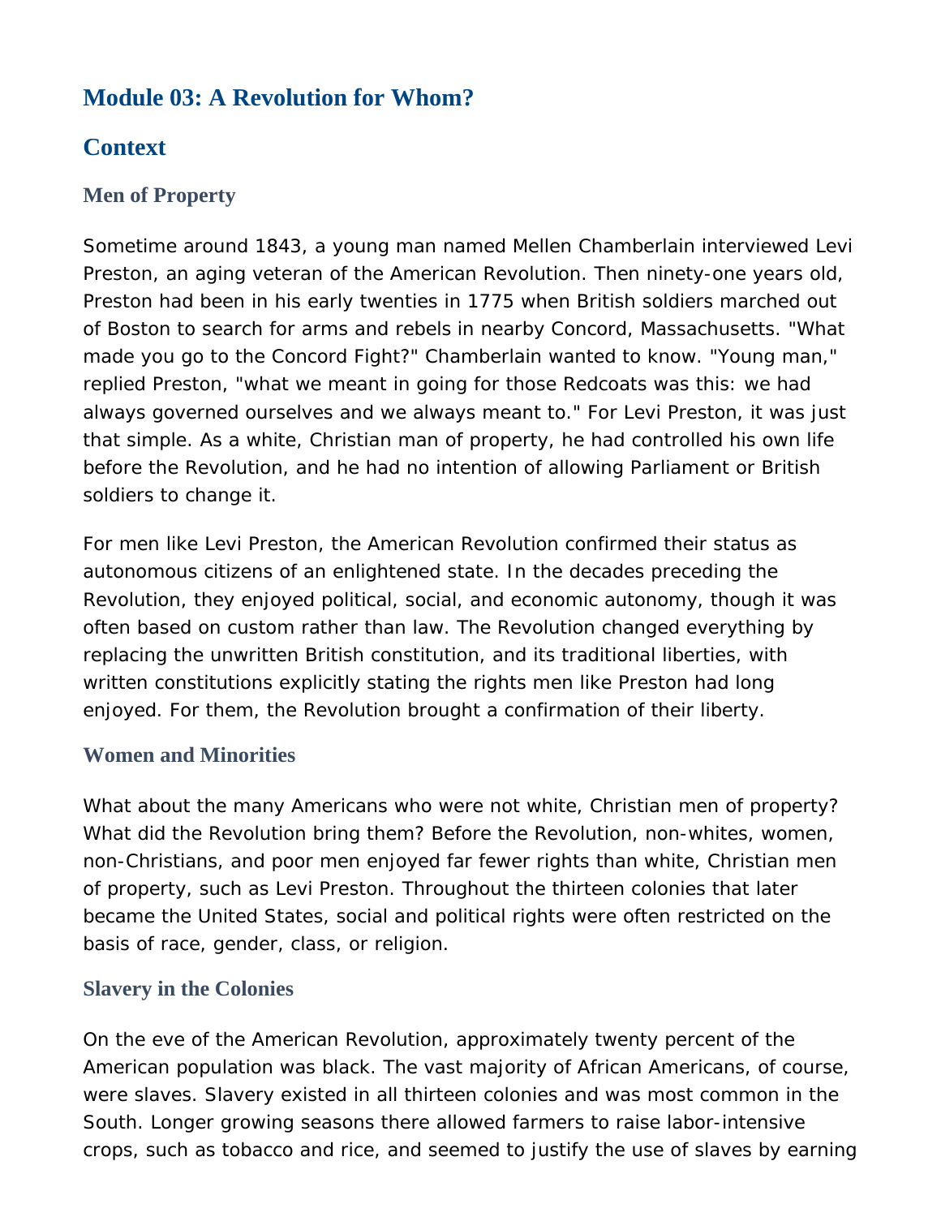# Module 03: A Revolution for Whom?

## Context

### Men of Property

Sometime around 1843, a young man named Mellen Chamberlain interviewed Levi Preston, an aging veteran of the American Revolution. Then ninety-one years old, Preston had been in his early twenties in 1775 when British soldiers marched out of Boston to search for arms and rebels in nearby Concord, Massachusetts. "What made you go to the Concord Fight?" Chamberlain wanted to know. "Young man," replied Preston, "what we meant in going for those Redcoats was this: we had always governed ourselves and we always meant to." For Levi Preston, it was just that simple. As a white, Christian man of property, he had controlled his own life before the Revolution, and he had no intention of allowing Parliament or British soldiers to change it.

For men like Levi Preston, the American Revolution confirmed their status as autonomous citizens of an enlightened state. In the decades preceding the Revolution, they enjoyed political, social, and economic autonomy, though it was often based on custom rather than law. The Revolution changed everything by replacing the unwritten British constitution, and its traditional liberties, with written constitutions explicitly stating the rights men like Preston had long enjoyed. For them, the Revolution brought a confirmation of their liberty.

### Women and Minorities

What about the many Americans who were not white, Christian men of property? What did the Revolution bring them? Before the Revolution, non-whites, women, non-Christians, and poor men enjoyed far fewer rights than white, Christian men of property, such as Levi Preston. Throughout the thirteen colonies that later became the United States, social and political rights were often restricted on the basis of race, gender, class, or religion.

### Slavery in the Colonies

On the eve of the American Revolution, approximately twenty percent of the American population was black. The vast majority of African Americans, of course, were slaves. Slavery existed in all thirteen colonies and was most common in the South. Longer growing seasons there allowed farmers to raise labor-intensive crops, such as tobacco and rice, and seemed to justify the use of slaves by earning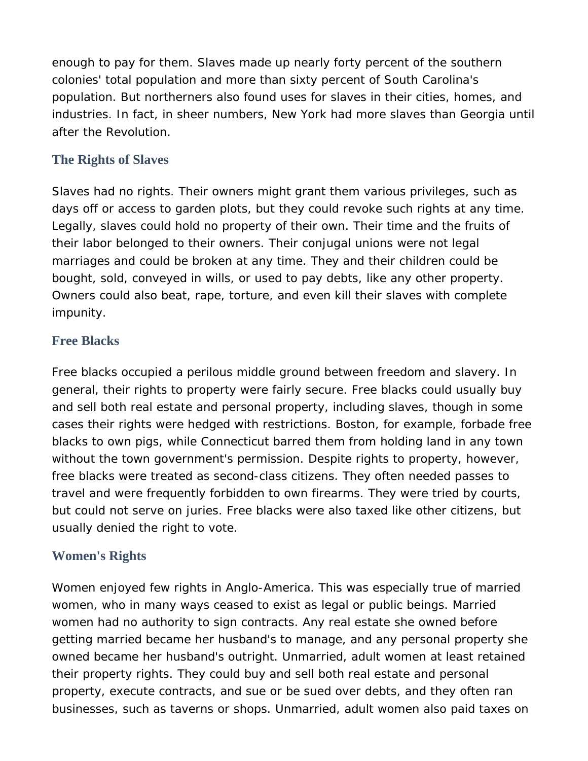enough to pay for them. Slaves made up nearly forty percent of the southern colonies' total population and more than sixty percent of South Carolina's population. But northerners also found uses for slaves in their cities, homes, and industries. In fact, in sheer numbers, New York had more slaves than Georgia until after the Revolution.

### The Rights of Slaves

Slaves had no rights. Their owners might grant them various privileges, such as days off or access to garden plots, but they could revoke such rights at any time. Legally, slaves could hold no property of their own. Their time and the fruits of their labor belonged to their owners. Their conjugal unions were not legal marriages and could be broken at any time. They and their children could be bought, sold, conveyed in wills, or used to pay debts, like any other property. Owners could also beat, rape, torture, and even kill their slaves with complete impunity.

### Free Blacks

Free blacks occupied a perilous middle ground between freedom and slavery. In general, their rights to property were fairly secure. Free blacks could usually buy and sell both real estate and personal property, including slaves, though in some cases their rights were hedged with restrictions. Boston, for example, forbade free blacks to own pigs, while Connecticut barred them from holding land in any town without the town government's permission. Despite rights to property, however, free blacks were treated as second-class citizens. They often needed passes to travel and were frequently forbidden to own firearms. They were tried by courts, but could not serve on juries. Free blacks were also taxed like other citizens, but usually denied the right to vote.

### Women's Rights

Women enjoyed few rights in Anglo-America. This was especially true of married women, who in many ways ceased to exist as legal or public beings. Married women had no authority to sign contracts. Any real estate she owned before getting married became her husband's to manage, and any personal property she owned became her husband's outright. Unmarried, adult women at least retained their property rights. They could buy and sell both real estate and personal property, execute contracts, and sue or be sued over debts, and they often ran businesses, such as taverns or shops. Unmarried, adult women also paid taxes on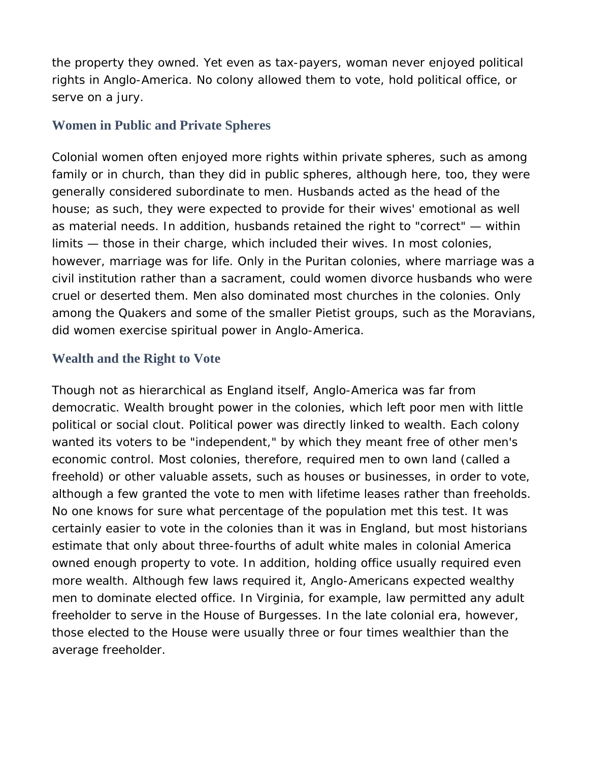the property they owned. Yet even as tax-payers, woman never enjoyed political rights in Anglo-America. No colony allowed them to vote, hold political office, or serve on a jury.

### Women in Public and Private Spheres

Colonial women often enjoyed more rights within private spheres, such as among family or in church, than they did in public spheres, although here, too, they were generally considered subordinate to men. Husbands acted as the head of the house; as such, they were expected to provide for their wives' emotional as well as material needs. In addition, husbands retained the right to "correct" — within limits — those in their charge, which included their wives. In most colonies, however, marriage was for life. Only in the Puritan colonies, where marriage was a civil institution rather than a sacrament, could women divorce husbands who were cruel or deserted them. Men also dominated most churches in the colonies. Only among the Quakers and some of the smaller Pietist groups, such as the Moravians, did women exercise spiritual power in Anglo-America.

### Wealth and the Right to Vote

Though not as hierarchical as England itself, Anglo-America was far from democratic. Wealth brought power in the colonies, which left poor men with little political or social clout. Political power was directly linked to wealth. Each colony wanted its voters to be "independent," by which they meant free of other men's economic control. Most colonies, therefore, required men to own land (called a freehold) or other valuable assets, such as houses or businesses, in order to vote, although a few granted the vote to men with lifetime leases rather than freeholds. No one knows for sure what percentage of the population met this test. It was certainly easier to vote in the colonies than it was in England, but most historians estimate that only about three-fourths of adult white males in colonial America owned enough property to vote. In addition, holding office usually required even more wealth. Although few laws required it, Anglo-Americans expected wealthy men to dominate elected office. In Virginia, for example, law permitted any adult freeholder to serve in the House of Burgesses. In the late colonial era, however, those elected to the House were usually three or four times wealthier than the average freeholder.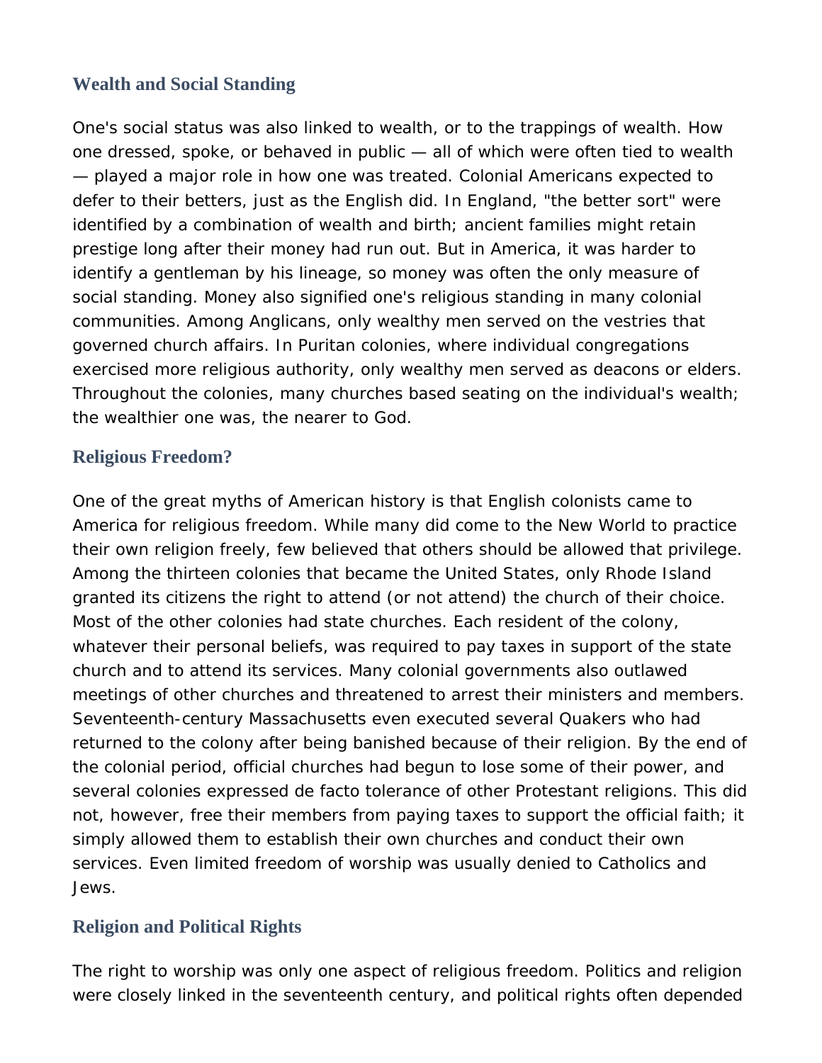### Wealth and Social Standing

One's social status was also linked to wealth, or to the trappings of wealth. How one dressed, spoke, or behaved in public — all of which were often tied to wealth — played a major role in how one was treated. Colonial Americans expected to defer to their betters, just as the English did. In England, "the better sort" were identified by a combination of wealth and birth; ancient families might retain prestige long after their money had run out. But in America, it was harder to identify a gentleman by his lineage, so money was often the only measure of social standing. Money also signified one's religious standing in many colonial communities. Among Anglicans, only wealthy men served on the vestries that governed church affairs. In Puritan colonies, where individual congregations exercised more religious authority, only wealthy men served as deacons or elders. Throughout the colonies, many churches based seating on the individual's wealth; the wealthier one was, the nearer to God.

### Religious Freedom?

One of the great myths of American history is that English colonists came to America for religious freedom. While many did come to the New World to practice their own religion freely, few believed that others should be allowed that privilege. Among the thirteen colonies that became the United States, only Rhode Island granted its citizens the right to attend (or not attend) the church of their choice. Most of the other colonies had state churches. Each resident of the colony, whatever their personal beliefs, was required to pay taxes in support of the state church and to attend its services. Many colonial governments also outlawed meetings of other churches and threatened to arrest their ministers and members. Seventeenth-century Massachusetts even executed several Quakers who had returned to the colony after being banished because of their religion. By the end of the colonial period, official churches had begun to lose some of their power, and several colonies expressed de facto tolerance of other Protestant religions. This did not, however, free their members from paying taxes to support the official faith; it simply allowed them to establish their own churches and conduct their own services. Even limited freedom of worship was usually denied to Catholics and Jews.

### Religion and Political Rights

The right to worship was only one aspect of religious freedom. Politics and religion were closely linked in the seventeenth century, and political rights often depended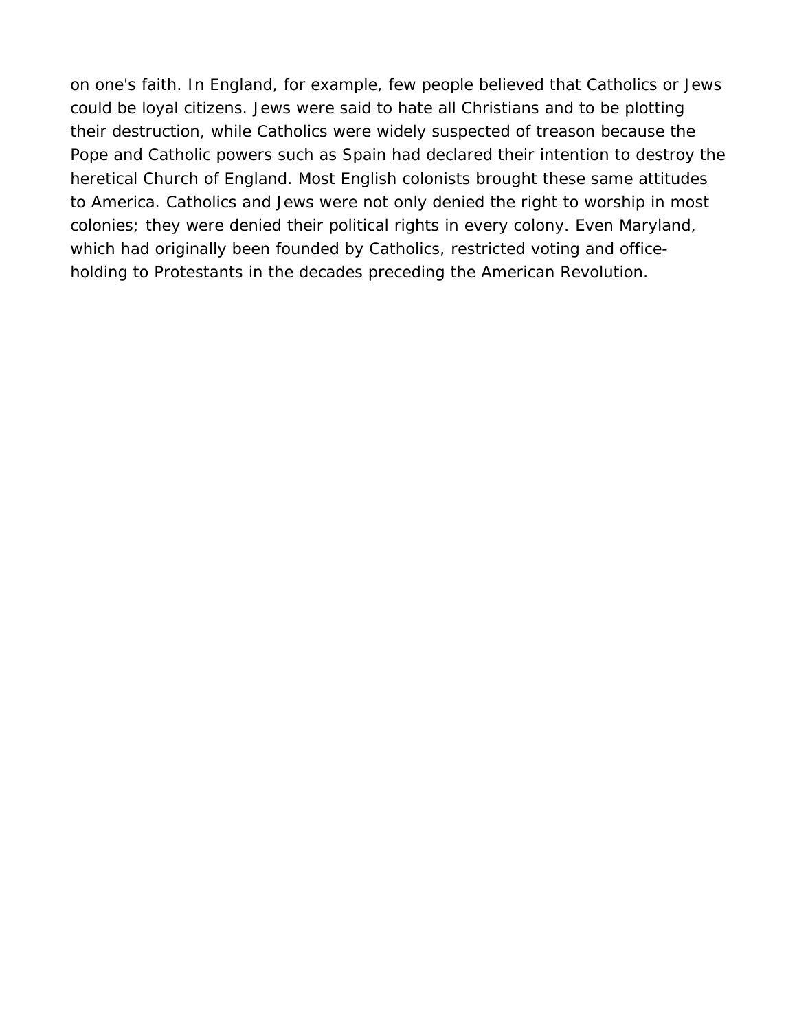on one's faith. In England, for example, few people believed that Catholics or Jews could be loyal citizens. Jews were said to hate all Christians and to be plotting their destruction, while Catholics were widely suspected of treason because the Pope and Catholic powers such as Spain had declared their intention to destroy the heretical Church of England. Most English colonists brought these same attitudes to America. Catholics and Jews were not only denied the right to worship in most colonies; they were denied their political rights in every colony. Even Maryland, which had originally been founded by Catholics, restricted voting and office-holding to Protestants in the decades preceding the American Revolution.